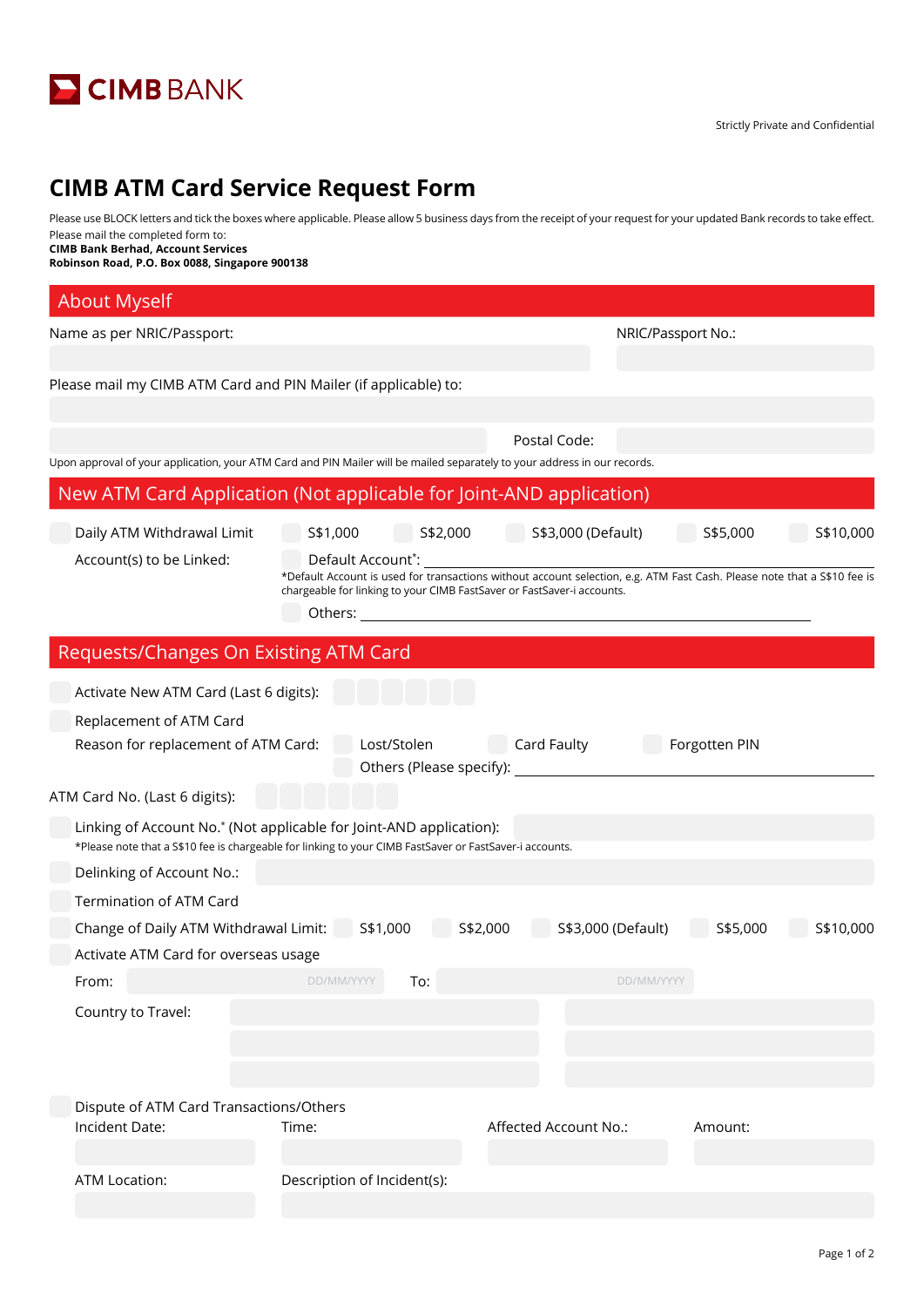CIMB BANK

Strictly Private and Confidential

# CIMB ATM Card Service Request Form

Please use BLOCK letters and tick the boxes where applicable. Please allow 5 business days from the receipt of your request for your updated Bank records to take effect.

Please mail the completed form to:
**CIMB Bank Berhad, Account Services**
**Robinson Road, P.O. Box 0088, Singapore 900138**

## About Myself

Name as per NRIC/Passport: NRIC/Passport No.:

Please mail my CIMB ATM Card and PIN Mailer (if applicable) to:

Postal Code:

Upon approval of your application, your ATM Card and PIN Mailer will be mailed separately to your address in our records.

## New ATM Card Application (Not applicable for Joint-AND application)

☐ Daily ATM Withdrawal Limit ☐ S$1,000 ☐ S$2,000 ☐ S$3,000 (Default) ☐ S$5,000 ☐ S$10,000

Account(s) to be Linked: ☐ Default Account*: ____________________

*Default Account is used for transactions without account selection, e.g. ATM Fast Cash. Please note that a S$10 fee is chargeable for linking to your CIMB FastSaver or FastSaver-i accounts.

☐ Others: ____________________

## Requests/Changes On Existing ATM Card

☐ Activate New ATM Card (Last 6 digits):

☐ Replacement of ATM Card

Reason for replacement of ATM Card: ☐ Lost/Stolen ☐ Card Faulty ☐ Forgotten PIN

☐ Others (Please specify): ____________________

ATM Card No. (Last 6 digits):

☐ Linking of Account No.* (Not applicable for Joint-AND application):

*Please note that a S$10 fee is chargeable for linking to your CIMB FastSaver or FastSaver-i accounts.

☐ Delinking of Account No.:

☐ Termination of ATM Card

☐ Change of Daily ATM Withdrawal Limit: ☐ S$1,000 ☐ S$2,000 ☐ S$3,000 (Default) ☐ S$5,000 ☐ S$10,000

☐ Activate ATM Card for overseas usage

From: DD/MM/YYYY To: DD/MM/YYYY

Country to Travel:

☐ Dispute of ATM Card Transactions/Others

Incident Date: Time: Affected Account No.: Amount:

ATM Location: Description of Incident(s):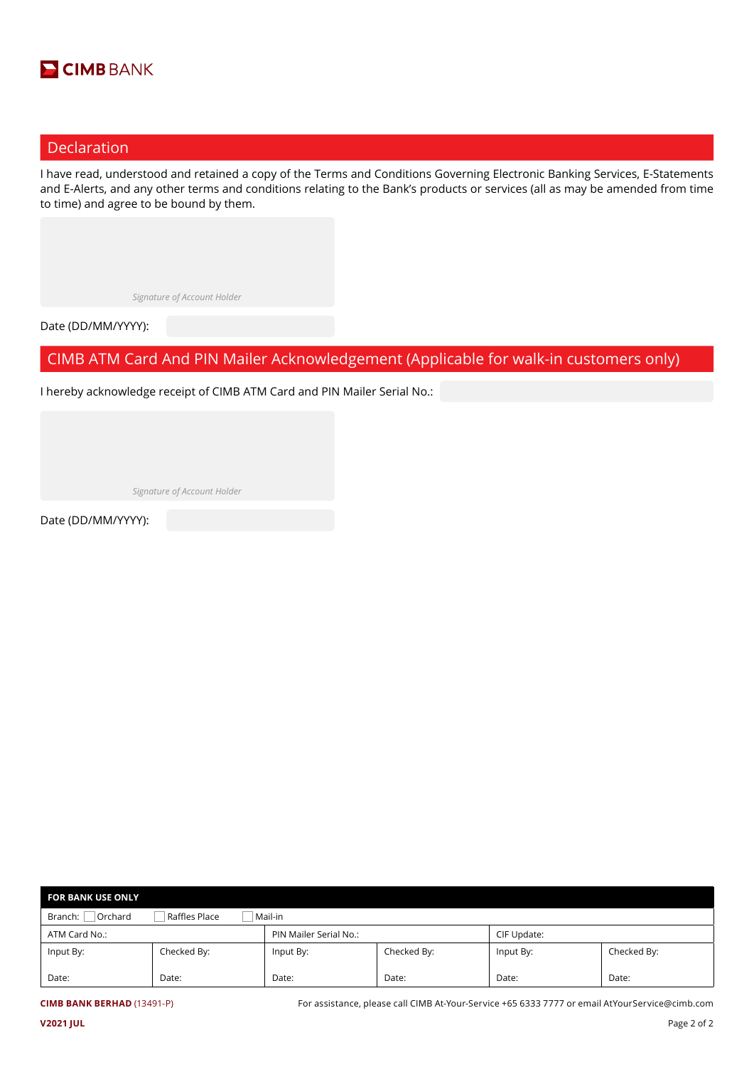CIMB BANK

## Declaration

I have read, understood and retained a copy of the Terms and Conditions Governing Electronic Banking Services, E-Statements and E-Alerts, and any other terms and conditions relating to the Bank's products or services (all as may be amended from time to time) and agree to be bound by them.

*Signature of Account Holder*

Date (DD/MM/YYYY):

## CIMB ATM Card And PIN Mailer Acknowledgement (Applicable for walk-in customers only)

I hereby acknowledge receipt of CIMB ATM Card and PIN Mailer Serial No.:

*Signature of Account Holder*

Date (DD/MM/YYYY):

| FOR BANK USE ONLY | | | | | |
|---|---|---|---|---|---|
| Branch: ☐ Orchard ☐ Raffles Place ☐ Mail-in | | | | | |
| ATM Card No.: | | PIN Mailer Serial No.: | | CIF Update: | |
| Input By:<br><br>Date: | Checked By:<br><br>Date: | Input By:<br><br>Date: | Checked By:<br><br>Date: | Input By:<br><br>Date: | Checked By:<br><br>Date: |

**CIMB BANK BERHAD** (13491-P)

For assistance, please call CIMB At-Your-Service +65 6333 7777 or email AtYourService@cimb.com

**V2021 JUL**